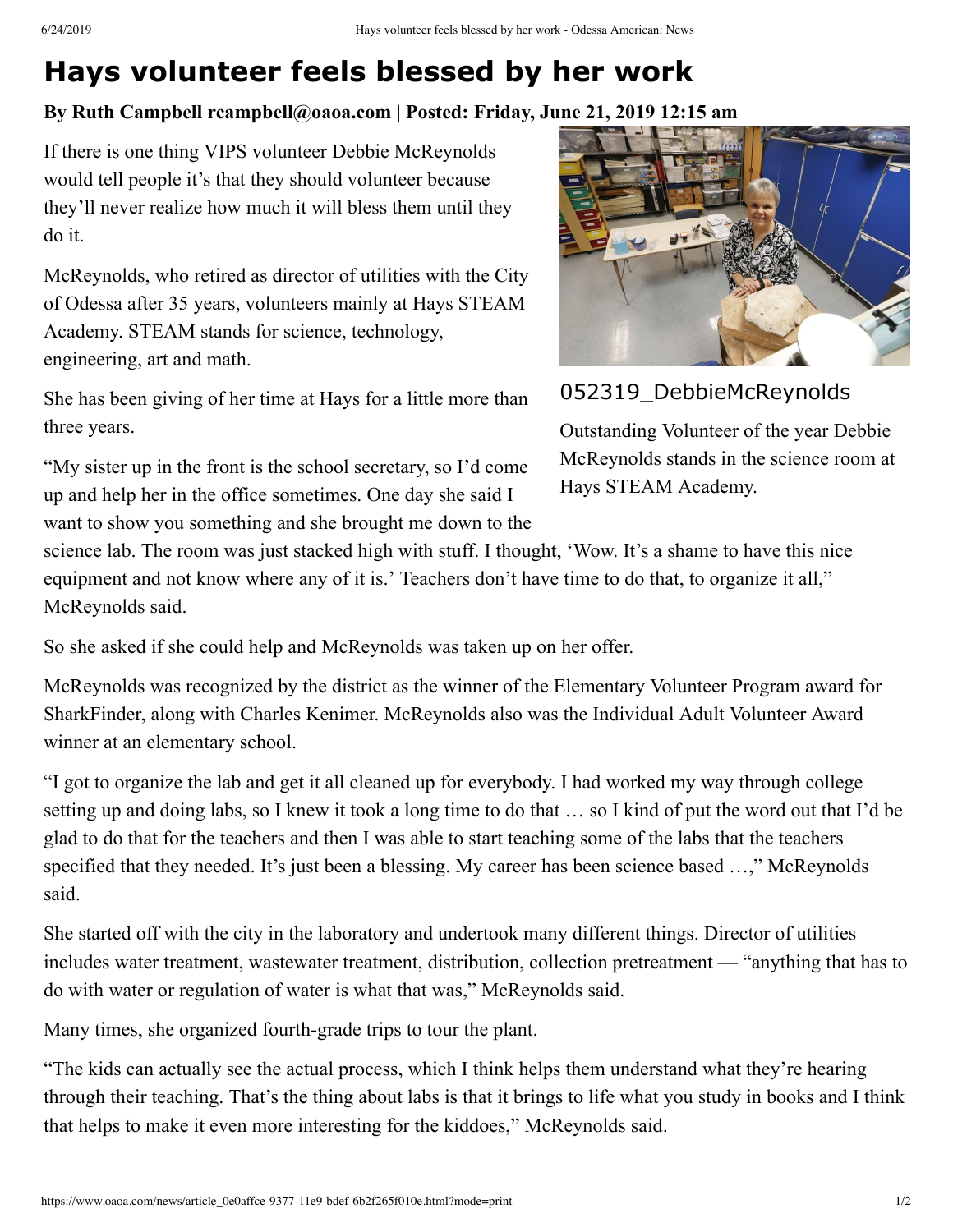# Hays volunteer feels blessed by her work

**By Ruth Campbell rcampbell@oaoa.com | Posted: Friday, June 21, 2019 12:15 am**

If there is one thing VIPS volunteer Debbie McReynolds would tell people it's that they should volunteer because they'll never realize how much it will bless them until they do it.

McReynolds, who retired as director of utilities with the City of Odessa after 35 years, volunteers mainly at Hays STEAM Academy. STEAM stands for science, technology, engineering, art and math.

She has been giving of her time at Hays for a little more than three years.

052319_DebbieMcReynolds

Outstanding Volunteer of the year Debbie McReynolds stands in the science room at Hays STEAM Academy.

"My sister up in the front is the school secretary, so I'd come up and help her in the office sometimes. One day she said I want to show you something and she brought me down to the science lab. The room was just stacked high with stuff. I thought, 'Wow. It's a shame to have this nice equipment and not know where any of it is.' Teachers don't have time to do that, to organize it all," McReynolds said.

So she asked if she could help and McReynolds was taken up on her offer.

McReynolds was recognized by the district as the winner of the Elementary Volunteer Program award for SharkFinder, along with Charles Kenimer. McReynolds also was the Individual Adult Volunteer Award winner at an elementary school.

"I got to organize the lab and get it all cleaned up for everybody. I had worked my way through college setting up and doing labs, so I knew it took a long time to do that … so I kind of put the word out that I'd be glad to do that for the teachers and then I was able to start teaching some of the labs that the teachers specified that they needed. It's just been a blessing. My career has been science based …," McReynolds said.

She started off with the city in the laboratory and undertook many different things. Director of utilities includes water treatment, wastewater treatment, distribution, collection pretreatment — "anything that has to do with water or regulation of water is what that was," McReynolds said.

Many times, she organized fourth-grade trips to tour the plant.

"The kids can actually see the actual process, which I think helps them understand what they're hearing through their teaching. That's the thing about labs is that it brings to life what you study in books and I think that helps to make it even more interesting for the kiddoes," McReynolds said.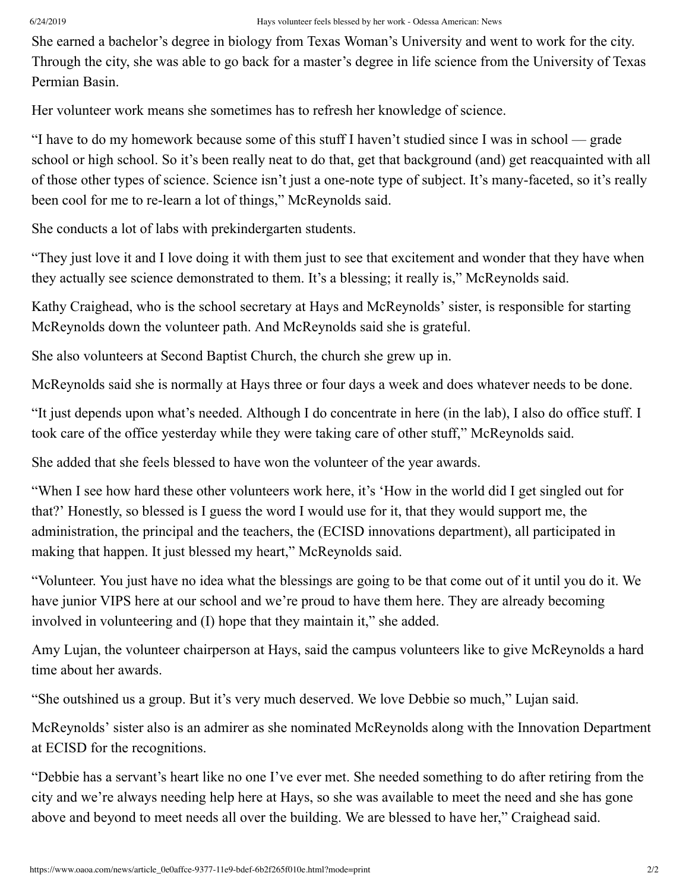She earned a bachelor's degree in biology from Texas Woman's University and went to work for the city. Through the city, she was able to go back for a master's degree in life science from the University of Texas Permian Basin.

Her volunteer work means she sometimes has to refresh her knowledge of science.

"I have to do my homework because some of this stuff I haven't studied since I was in school — grade school or high school. So it's been really neat to do that, get that background (and) get reacquainted with all of those other types of science. Science isn't just a one-note type of subject. It's many-faceted, so it's really been cool for me to re-learn a lot of things," McReynolds said.

She conducts a lot of labs with prekindergarten students.

"They just love it and I love doing it with them just to see that excitement and wonder that they have when they actually see science demonstrated to them. It's a blessing; it really is," McReynolds said.

Kathy Craighead, who is the school secretary at Hays and McReynolds' sister, is responsible for starting McReynolds down the volunteer path. And McReynolds said she is grateful.

She also volunteers at Second Baptist Church, the church she grew up in.

McReynolds said she is normally at Hays three or four days a week and does whatever needs to be done.

"It just depends upon what's needed. Although I do concentrate in here (in the lab), I also do office stuff. I took care of the office yesterday while they were taking care of other stuff," McReynolds said.

She added that she feels blessed to have won the volunteer of the year awards.

"When I see how hard these other volunteers work here, it's 'How in the world did I get singled out for that?' Honestly, so blessed is I guess the word I would use for it, that they would support me, the administration, the principal and the teachers, the (ECISD innovations department), all participated in making that happen. It just blessed my heart," McReynolds said.

"Volunteer. You just have no idea what the blessings are going to be that come out of it until you do it. We have junior VIPS here at our school and we're proud to have them here. They are already becoming involved in volunteering and (I) hope that they maintain it," she added.

Amy Lujan, the volunteer chairperson at Hays, said the campus volunteers like to give McReynolds a hard time about her awards.

"She outshined us a group. But it's very much deserved. We love Debbie so much," Lujan said.

McReynolds' sister also is an admirer as she nominated McReynolds along with the Innovation Department at ECISD for the recognitions.

"Debbie has a servant's heart like no one I've ever met. She needed something to do after retiring from the city and we're always needing help here at Hays, so she was available to meet the need and she has gone above and beyond to meet needs all over the building. We are blessed to have her," Craighead said.